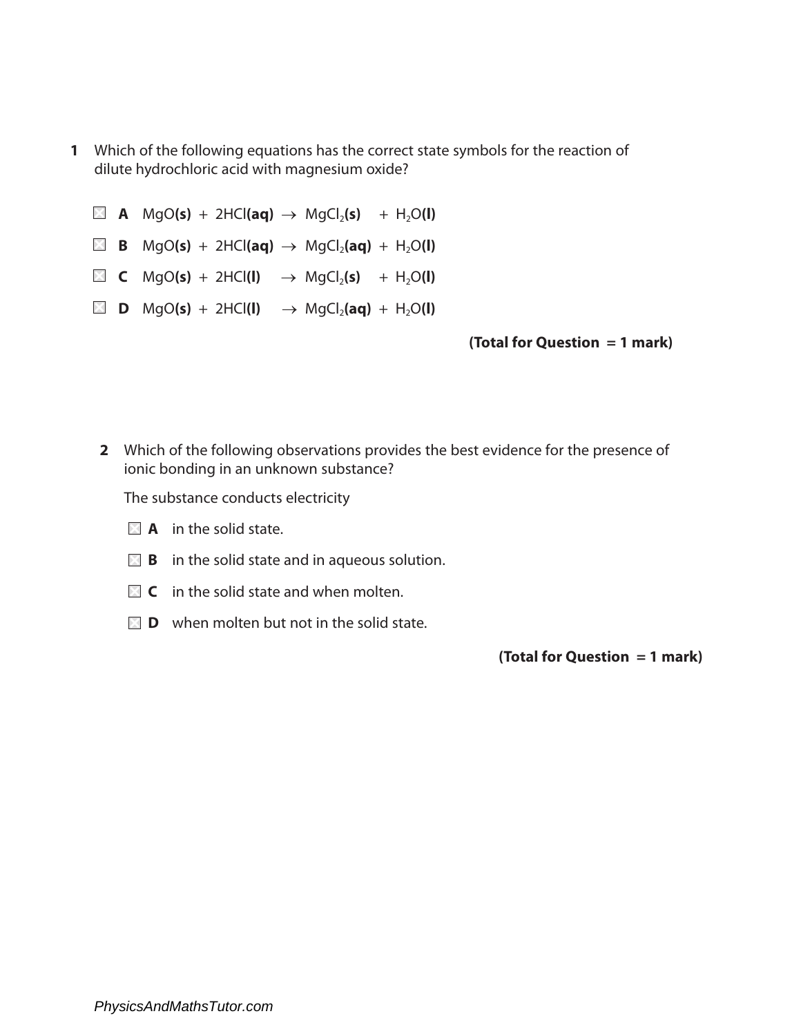**1** Which of the following equations has the correct state symbols for the reaction of dilute hydrochloric acid with magnesium oxide?

☒ **A** $MgO(\mathbf{s}) + 2HCl(\mathbf{aq}) \rightarrow MgCl_2(\mathbf{s}) + H_2O(\mathbf{l})$

☒ **B** $MgO(\mathbf{s}) + 2HCl(\mathbf{aq}) \rightarrow MgCl_2(\mathbf{aq}) + H_2O(\mathbf{l})$

☒ **C** $MgO(\mathbf{s}) + 2HCl(\mathbf{l}) \rightarrow MgCl_2(\mathbf{s}) + H_2O(\mathbf{l})$

☒ **D** $MgO(\mathbf{s}) + 2HCl(\mathbf{l}) \rightarrow MgCl_2(\mathbf{aq}) + H_2O(\mathbf{l})$

**(Total for Question = 1 mark)**

**2** Which of the following observations provides the best evidence for the presence of ionic bonding in an unknown substance?

The substance conducts electricity

☒ **A** in the solid state.

☒ **B** in the solid state and in aqueous solution.

☒ **C** in the solid state and when molten.

☒ **D** when molten but not in the solid state.

**(Total for Question = 1 mark)**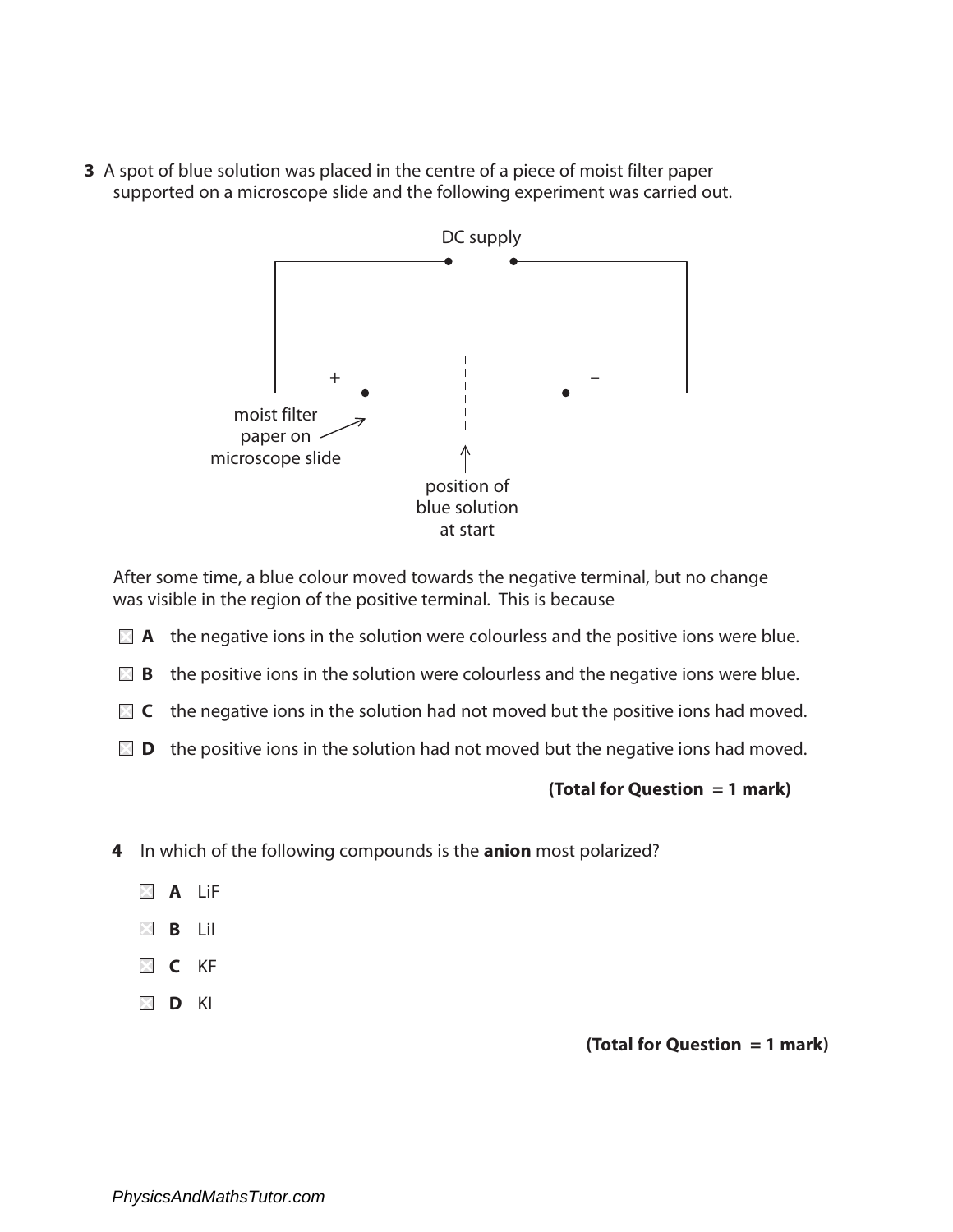**3** A spot of blue solution was placed in the centre of a piece of moist filter paper supported on a microscope slide and the following experiment was carried out.

DC supply

\+ −

moist filter paper on microscope slide

position of blue solution at start

After some time, a blue colour moved towards the negative terminal, but no change was visible in the region of the positive terminal. This is because

- **A** the negative ions in the solution were colourless and the positive ions were blue.
- **B** the positive ions in the solution were colourless and the negative ions were blue.
- **C** the negative ions in the solution had not moved but the positive ions had moved.
- **D** the positive ions in the solution had not moved but the negative ions had moved.

**(Total for Question = 1 mark)**

**4** In which of the following compounds is the **anion** most polarized?

- **A** LiF
- **B** LiI
- **C** KF
- **D** KI

**(Total for Question = 1 mark)**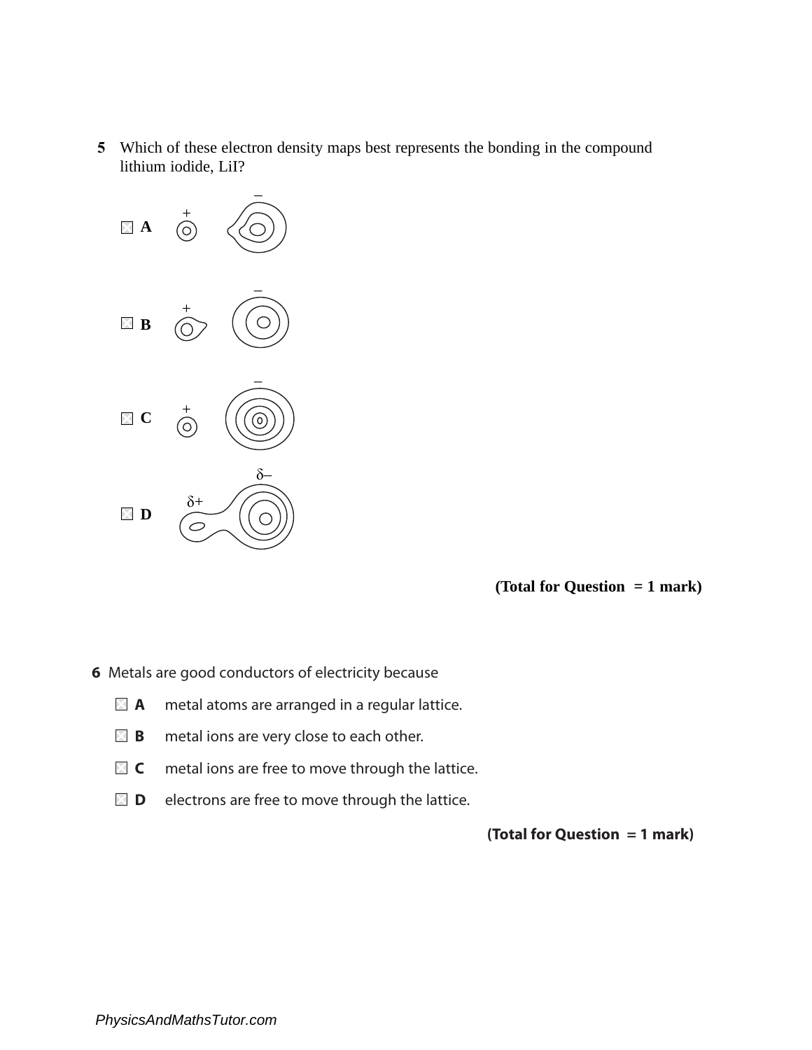**5** Which of these electron density maps best represents the bonding in the compound lithium iodide, LiI?

- ☐ **A** + −
- ☐ **B** + −
- ☐ **C** + −
- ☐ **D** δ+ δ−

**(Total for Question = 1 mark)**

**6** Metals are good conductors of electricity because

- ☐ **A** metal atoms are arranged in a regular lattice.
- ☐ **B** metal ions are very close to each other.
- ☐ **C** metal ions are free to move through the lattice.
- ☐ **D** electrons are free to move through the lattice.

**(Total for Question = 1 mark)**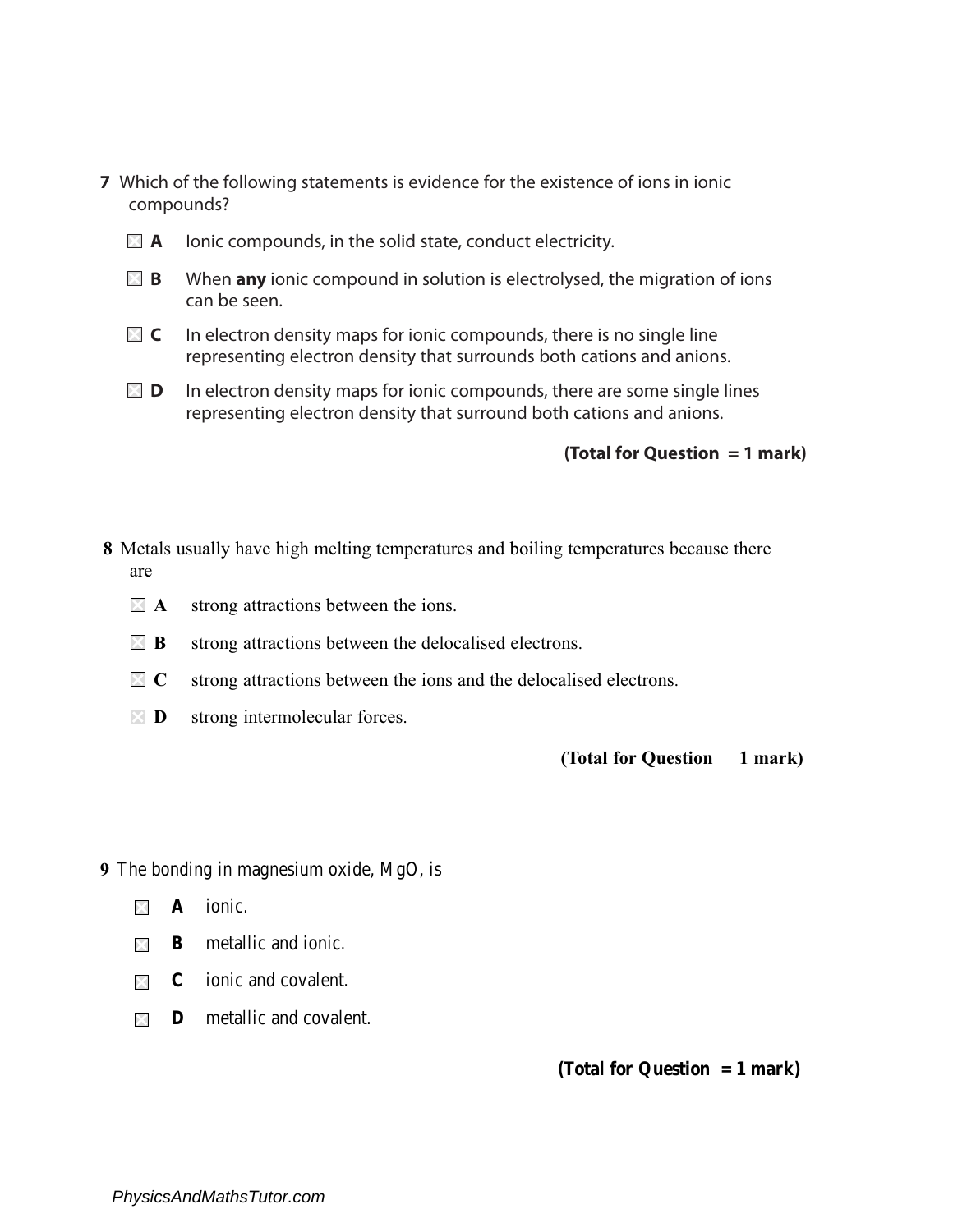**7** Which of the following statements is evidence for the existence of ions in ionic compounds?

- ☒ **A** Ionic compounds, in the solid state, conduct electricity.
- ☒ **B** When **any** ionic compound in solution is electrolysed, the migration of ions can be seen.
- ☒ **C** In electron density maps for ionic compounds, there is no single line representing electron density that surrounds both cations and anions.
- ☒ **D** In electron density maps for ionic compounds, there are some single lines representing electron density that surround both cations and anions.

**(Total for Question = 1 mark)**

**8** Metals usually have high melting temperatures and boiling temperatures because there are

- ☒ **A** strong attractions between the ions.
- ☒ **B** strong attractions between the delocalised electrons.
- ☒ **C** strong attractions between the ions and the delocalised electrons.
- ☒ **D** strong intermolecular forces.

**(Total for Question 1 mark)**

**9** The bonding in magnesium oxide, MgO, is

- ☒ **A** ionic.
- ☒ **B** metallic and ionic.
- ☒ **C** ionic and covalent.
- ☒ **D** metallic and covalent.

**(Total for Question = 1 mark)**